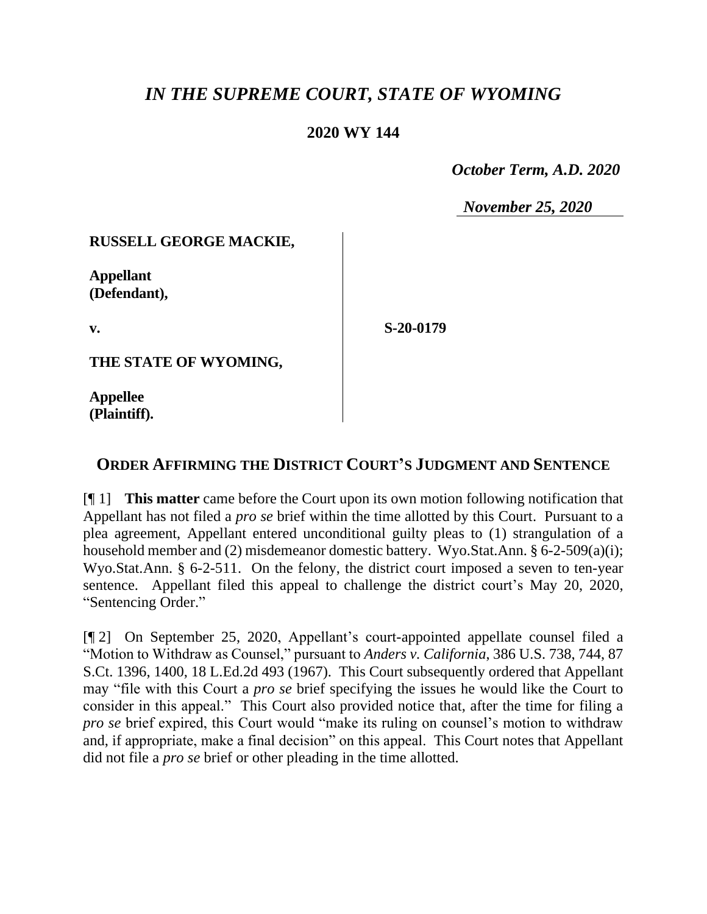# *IN THE SUPREME COURT, STATE OF WYOMING*

**2020 WY 144**

*October Term, A.D. 2020*

*November 25, 2020*

**RUSSELL GEORGE MACKIE,**

**Appellant (Defendant),**

**v.**

**S-20-0179**

**THE STATE OF WYOMING,**

**Appellee (Plaintiff).**

## ORDER AFFIRMING THE DISTRICT COURT'S JUDGMENT AND SENTENCE

[¶ 1] **This matter** came before the Court upon its own motion following notification that Appellant has not filed a *pro se* brief within the time allotted by this Court. Pursuant to a plea agreement, Appellant entered unconditional guilty pleas to (1) strangulation of a household member and (2) misdemeanor domestic battery. Wyo.Stat.Ann. § 6-2-509(a)(i); Wyo.Stat.Ann. § 6-2-511. On the felony, the district court imposed a seven to ten-year sentence. Appellant filed this appeal to challenge the district court's May 20, 2020, "Sentencing Order."

[¶ 2] On September 25, 2020, Appellant's court-appointed appellate counsel filed a "Motion to Withdraw as Counsel," pursuant to *Anders v. California*, 386 U.S. 738, 744, 87 S.Ct. 1396, 1400, 18 L.Ed.2d 493 (1967). This Court subsequently ordered that Appellant may "file with this Court a *pro se* brief specifying the issues he would like the Court to consider in this appeal." This Court also provided notice that, after the time for filing a *pro se* brief expired, this Court would "make its ruling on counsel's motion to withdraw and, if appropriate, make a final decision" on this appeal. This Court notes that Appellant did not file a *pro se* brief or other pleading in the time allotted.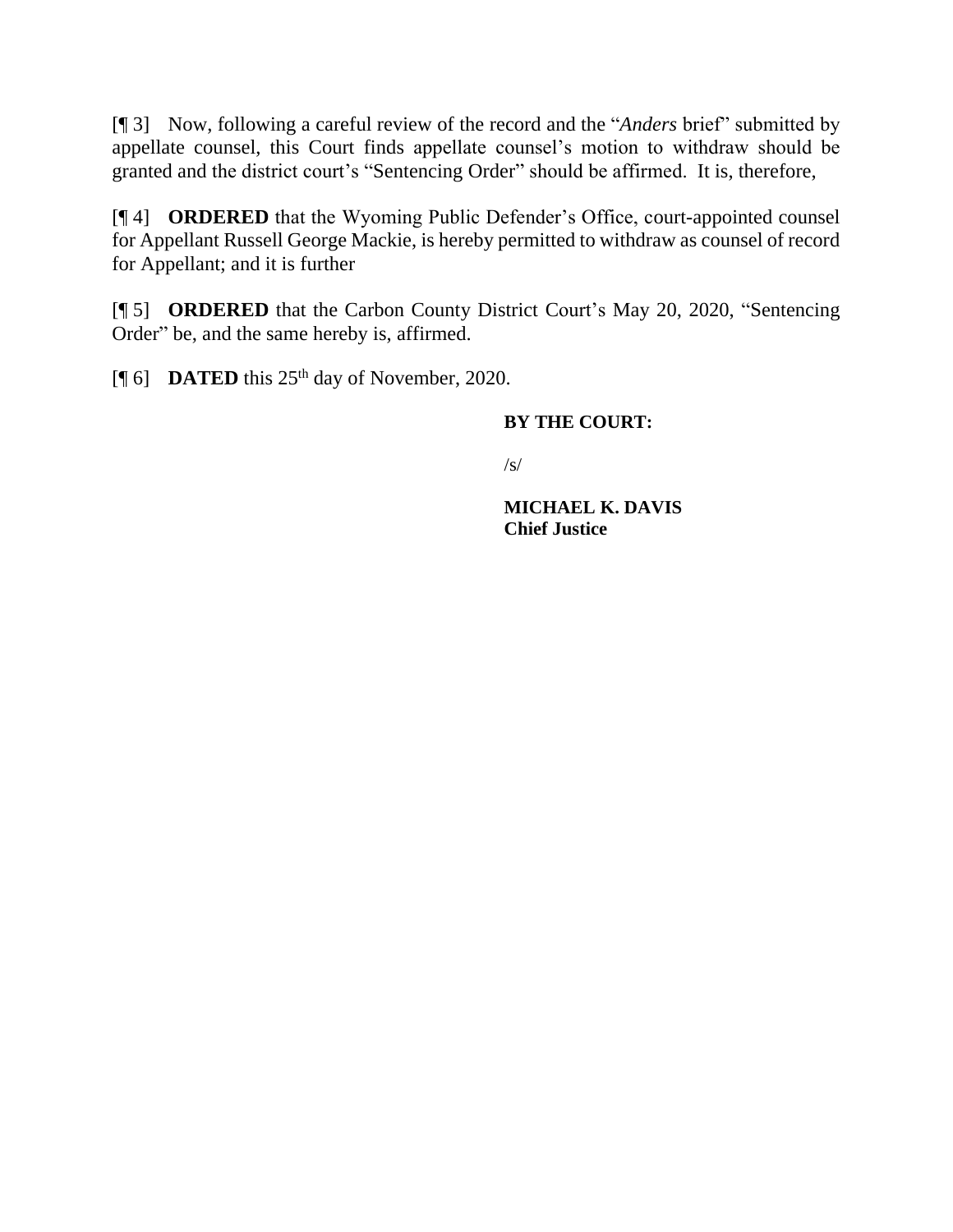[¶ 3] Now, following a careful review of the record and the "*Anders* brief" submitted by appellate counsel, this Court finds appellate counsel's motion to withdraw should be granted and the district court's "Sentencing Order" should be affirmed. It is, therefore,

[¶ 4] **ORDERED** that the Wyoming Public Defender's Office, court-appointed counsel for Appellant Russell George Mackie, is hereby permitted to withdraw as counsel of record for Appellant; and it is further

[¶ 5] **ORDERED** that the Carbon County District Court's May 20, 2020, "Sentencing Order" be, and the same hereby is, affirmed.

[¶ 6] **DATED** this 25th day of November, 2020.

**BY THE COURT:**

/s/

**MICHAEL K. DAVIS**
**Chief Justice**